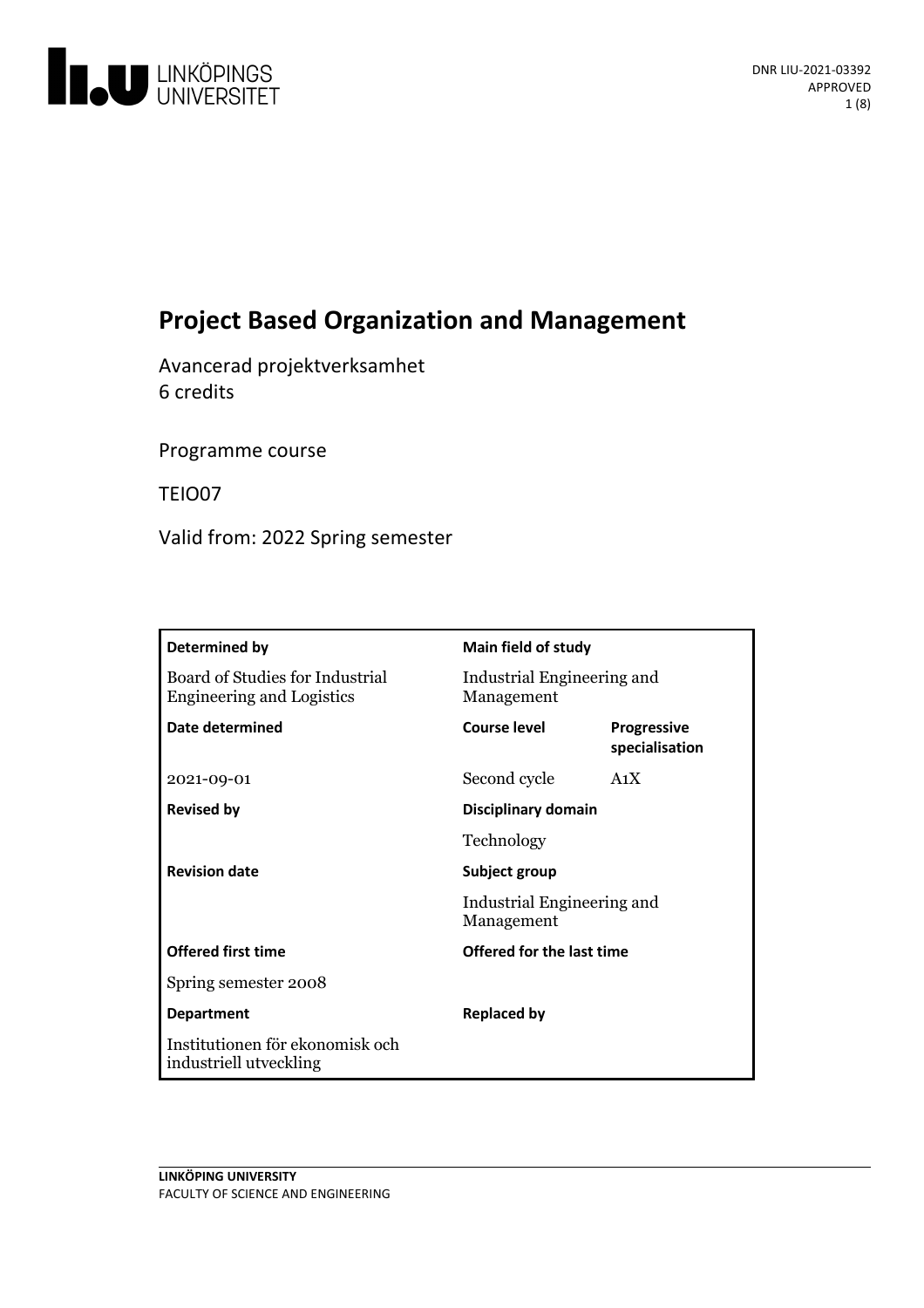# Project Based Organization and Management

Avancerad projektverksamhet
6 credits

Programme course

TEIO07

Valid from: 2022 Spring semester

| **Determined by** | **Main field of study** | |
|---|---|---|
| Board of Studies for Industrial Engineering and Logistics | Industrial Engineering and Management | |
| **Date determined** | **Course level** | **Progressive specialisation** |
| 2021-09-01 | Second cycle | A1X |
| **Revised by** | **Disciplinary domain** | |
| | Technology | |
| **Revision date** | **Subject group** | |
| | Industrial Engineering and Management | |
| **Offered first time** | **Offered for the last time** | |
| Spring semester 2008 | | |
| **Department** | **Replaced by** | |
| Institutionen för ekonomisk och industriell utveckling | | |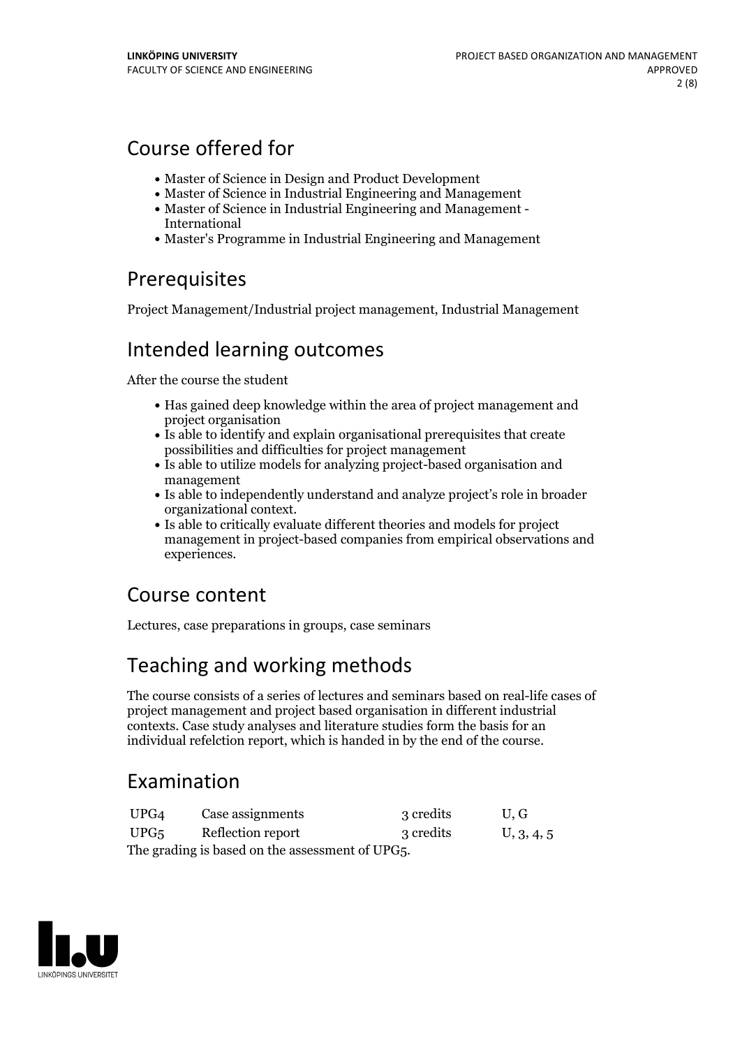## Course offered for

- Master of Science in Design and Product Development
- Master of Science in Industrial Engineering and Management
- Master of Science in Industrial Engineering and Management - International
- Master's Programme in Industrial Engineering and Management

## Prerequisites

Project Management/Industrial project management, Industrial Management

## Intended learning outcomes

After the course the student

- Has gained deep knowledge within the area of project management and project organisation
- Is able to identify and explain organisational prerequisites that create possibilities and difficulties for project management
- Is able to utilize models for analyzing project-based organisation and management
- Is able to independently understand and analyze project's role in broader organizational context.
- Is able to critically evaluate different theories and models for project management in project-based companies from empirical observations and experiences.

## Course content

Lectures, case preparations in groups, case seminars

## Teaching and working methods

The course consists of a series of lectures and seminars based on real-life cases of project management and project based organisation in different industrial contexts. Case study analyses and literature studies form the basis for an individual refelction report, which is handed in by the end of the course.

## Examination

| | | | |
|---|---|---|---|
| UPG4 | Case assignments | 3 credits | U, G |
| UPG5 | Reflection report | 3 credits | U, 3, 4, 5 |

The grading is based on the assessment of UPG5.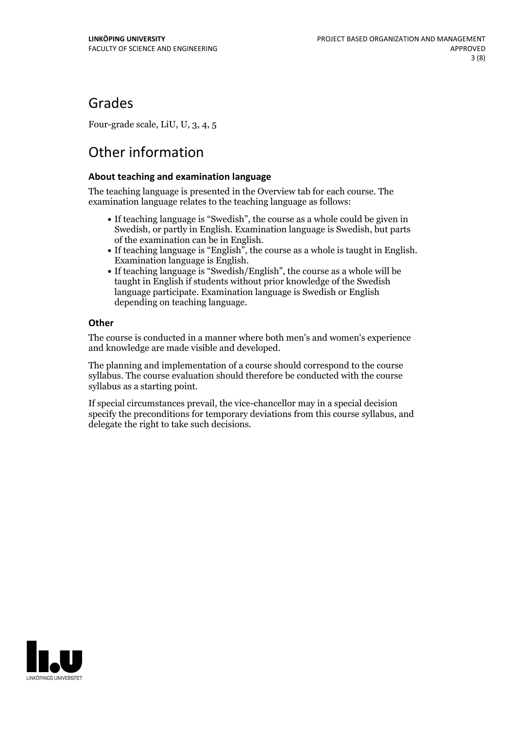## Grades

Four-grade scale, LiU, U, 3, 4, 5

## Other information

### About teaching and examination language

The teaching language is presented in the Overview tab for each course. The examination language relates to the teaching language as follows:

- If teaching language is "Swedish", the course as a whole could be given in Swedish, or partly in English. Examination language is Swedish, but parts of the examination can be in English.
- If teaching language is "English", the course as a whole is taught in English. Examination language is English.
- If teaching language is "Swedish/English", the course as a whole will be taught in English if students without prior knowledge of the Swedish language participate. Examination language is Swedish or English depending on teaching language.

### Other

The course is conducted in a manner where both men's and women's experience and knowledge are made visible and developed.

The planning and implementation of a course should correspond to the course syllabus. The course evaluation should therefore be conducted with the course syllabus as a starting point.

If special circumstances prevail, the vice-chancellor may in a special decision specify the preconditions for temporary deviations from this course syllabus, and delegate the right to take such decisions.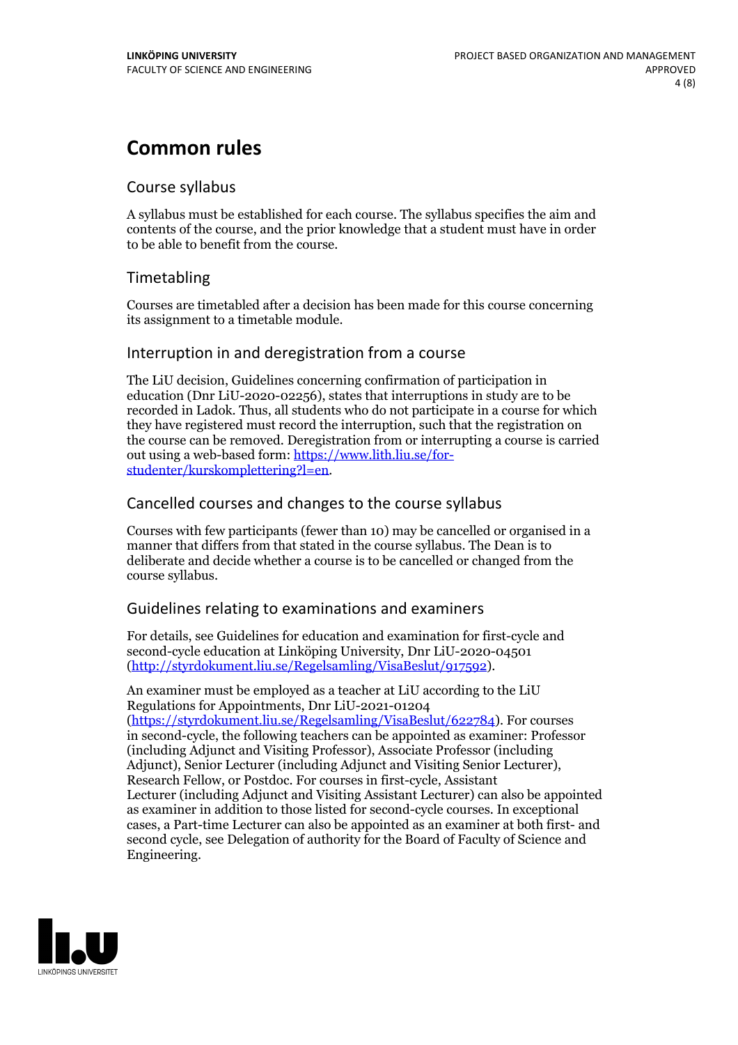# Common rules

## Course syllabus

A syllabus must be established for each course. The syllabus specifies the aim and contents of the course, and the prior knowledge that a student must have in order to be able to benefit from the course.

## Timetabling

Courses are timetabled after a decision has been made for this course concerning its assignment to a timetable module.

## Interruption in and deregistration from a course

The LiU decision, Guidelines concerning confirmation of participation in education (Dnr LiU-2020-02256), states that interruptions in study are to be recorded in Ladok. Thus, all students who do not participate in a course for which they have registered must record the interruption, such that the registration on the course can be removed. Deregistration from or interrupting a course is carried out using a web-based form: https://www.lith.liu.se/for-studenter/kurskomplettering?l=en.

## Cancelled courses and changes to the course syllabus

Courses with few participants (fewer than 10) may be cancelled or organised in a manner that differs from that stated in the course syllabus. The Dean is to deliberate and decide whether a course is to be cancelled or changed from the course syllabus.

## Guidelines relating to examinations and examiners

For details, see Guidelines for education and examination for first-cycle and second-cycle education at Linköping University, Dnr LiU-2020-04501 (http://styrdokument.liu.se/Regelsamling/VisaBeslut/917592).

An examiner must be employed as a teacher at LiU according to the LiU Regulations for Appointments, Dnr LiU-2021-01204 (https://styrdokument.liu.se/Regelsamling/VisaBeslut/622784). For courses in second-cycle, the following teachers can be appointed as examiner: Professor (including Adjunct and Visiting Professor), Associate Professor (including Adjunct), Senior Lecturer (including Adjunct and Visiting Senior Lecturer), Research Fellow, or Postdoc. For courses in first-cycle, Assistant Lecturer (including Adjunct and Visiting Assistant Lecturer) can also be appointed as examiner in addition to those listed for second-cycle courses. In exceptional cases, a Part-time Lecturer can also be appointed as an examiner at both first- and second cycle, see Delegation of authority for the Board of Faculty of Science and Engineering.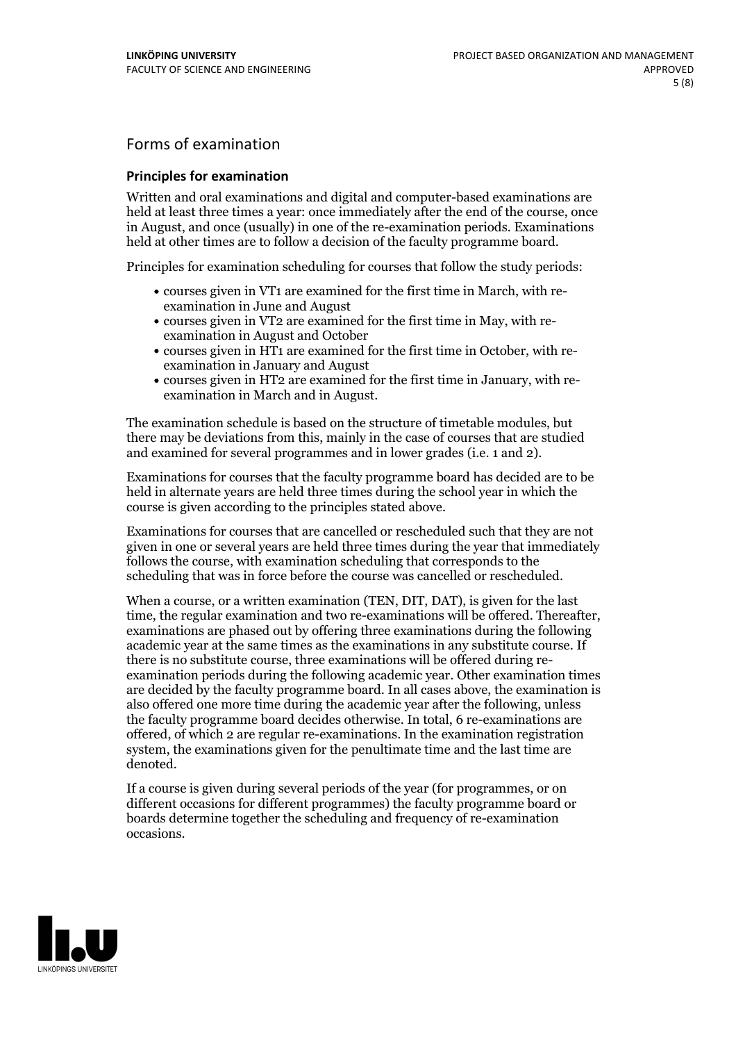## Forms of examination

### Principles for examination

Written and oral examinations and digital and computer-based examinations are held at least three times a year: once immediately after the end of the course, once in August, and once (usually) in one of the re-examination periods. Examinations held at other times are to follow a decision of the faculty programme board.

Principles for examination scheduling for courses that follow the study periods:

- courses given in VT1 are examined for the first time in March, with re-examination in June and August
- courses given in VT2 are examined for the first time in May, with re-examination in August and October
- courses given in HT1 are examined for the first time in October, with re-examination in January and August
- courses given in HT2 are examined for the first time in January, with re-examination in March and in August.

The examination schedule is based on the structure of timetable modules, but there may be deviations from this, mainly in the case of courses that are studied and examined for several programmes and in lower grades (i.e. 1 and 2).

Examinations for courses that the faculty programme board has decided are to be held in alternate years are held three times during the school year in which the course is given according to the principles stated above.

Examinations for courses that are cancelled or rescheduled such that they are not given in one or several years are held three times during the year that immediately follows the course, with examination scheduling that corresponds to the scheduling that was in force before the course was cancelled or rescheduled.

When a course, or a written examination (TEN, DIT, DAT), is given for the last time, the regular examination and two re-examinations will be offered. Thereafter, examinations are phased out by offering three examinations during the following academic year at the same times as the examinations in any substitute course. If there is no substitute course, three examinations will be offered during re-examination periods during the following academic year. Other examination times are decided by the faculty programme board. In all cases above, the examination is also offered one more time during the academic year after the following, unless the faculty programme board decides otherwise. In total, 6 re-examinations are offered, of which 2 are regular re-examinations. In the examination registration system, the examinations given for the penultimate time and the last time are denoted.

If a course is given during several periods of the year (for programmes, or on different occasions for different programmes) the faculty programme board or boards determine together the scheduling and frequency of re-examination occasions.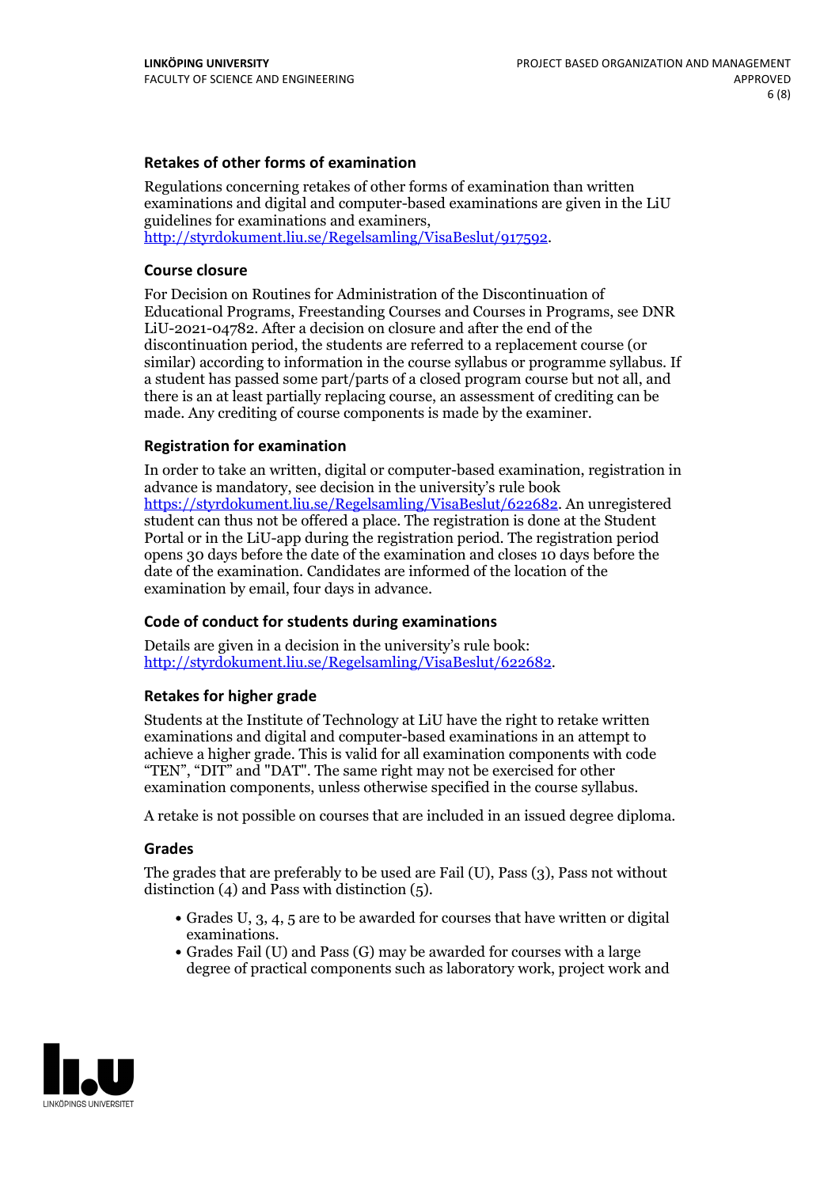### Retakes of other forms of examination

Regulations concerning retakes of other forms of examination than written examinations and digital and computer-based examinations are given in the LiU guidelines for examinations and examiners, http://styrdokument.liu.se/Regelsamling/VisaBeslut/917592.

### Course closure

For Decision on Routines for Administration of the Discontinuation of Educational Programs, Freestanding Courses and Courses in Programs, see DNR LiU-2021-04782. After a decision on closure and after the end of the discontinuation period, the students are referred to a replacement course (or similar) according to information in the course syllabus or programme syllabus. If a student has passed some part/parts of a closed program course but not all, and there is an at least partially replacing course, an assessment of crediting can be made. Any crediting of course components is made by the examiner.

### Registration for examination

In order to take an written, digital or computer-based examination, registration in advance is mandatory, see decision in the university's rule book https://styrdokument.liu.se/Regelsamling/VisaBeslut/622682. An unregistered student can thus not be offered a place. The registration is done at the Student Portal or in the LiU-app during the registration period. The registration period opens 30 days before the date of the examination and closes 10 days before the date of the examination. Candidates are informed of the location of the examination by email, four days in advance.

### Code of conduct for students during examinations

Details are given in a decision in the university's rule book: http://styrdokument.liu.se/Regelsamling/VisaBeslut/622682.

### Retakes for higher grade

Students at the Institute of Technology at LiU have the right to retake written examinations and digital and computer-based examinations in an attempt to achieve a higher grade. This is valid for all examination components with code "TEN", "DIT" and "DAT". The same right may not be exercised for other examination components, unless otherwise specified in the course syllabus.

A retake is not possible on courses that are included in an issued degree diploma.

### Grades

The grades that are preferably to be used are Fail (U), Pass (3), Pass not without distinction (4) and Pass with distinction (5).

- Grades U, 3, 4, 5 are to be awarded for courses that have written or digital examinations.
- Grades Fail (U) and Pass (G) may be awarded for courses with a large degree of practical components such as laboratory work, project work and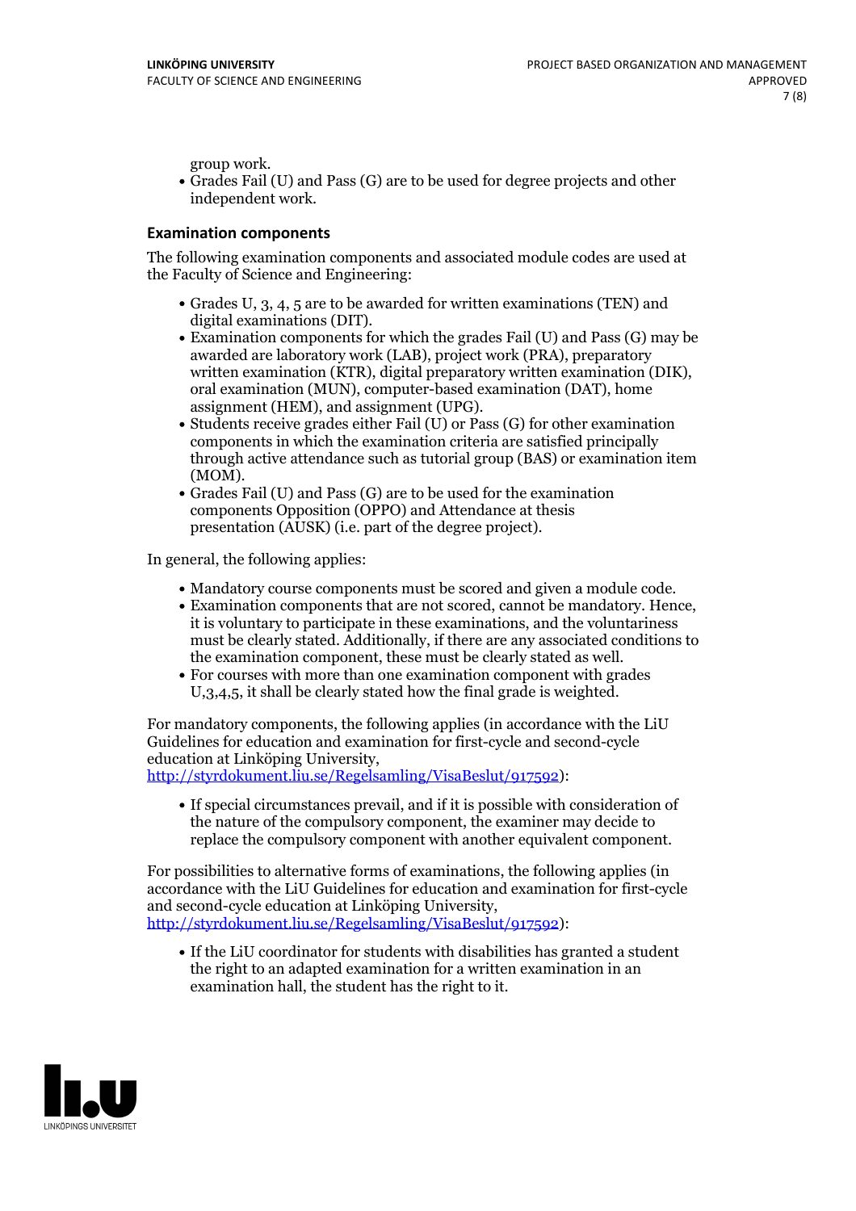group work.

- Grades Fail (U) and Pass (G) are to be used for degree projects and other independent work.

### Examination components

The following examination components and associated module codes are used at the Faculty of Science and Engineering:

- Grades U, 3, 4, 5 are to be awarded for written examinations (TEN) and digital examinations (DIT).
- Examination components for which the grades Fail (U) and Pass (G) may be awarded are laboratory work (LAB), project work (PRA), preparatory written examination (KTR), digital preparatory written examination (DIK), oral examination (MUN), computer-based examination (DAT), home assignment (HEM), and assignment (UPG).
- Students receive grades either Fail (U) or Pass (G) for other examination components in which the examination criteria are satisfied principally through active attendance such as tutorial group (BAS) or examination item (MOM).
- Grades Fail (U) and Pass (G) are to be used for the examination components Opposition (OPPO) and Attendance at thesis presentation (AUSK) (i.e. part of the degree project).

In general, the following applies:

- Mandatory course components must be scored and given a module code.
- Examination components that are not scored, cannot be mandatory. Hence, it is voluntary to participate in these examinations, and the voluntariness must be clearly stated. Additionally, if there are any associated conditions to the examination component, these must be clearly stated as well.
- For courses with more than one examination component with grades U,3,4,5, it shall be clearly stated how the final grade is weighted.

For mandatory components, the following applies (in accordance with the LiU Guidelines for education and examination for first-cycle and second-cycle education at Linköping University, http://styrdokument.liu.se/Regelsamling/VisaBeslut/917592):

- If special circumstances prevail, and if it is possible with consideration of the nature of the compulsory component, the examiner may decide to replace the compulsory component with another equivalent component.

For possibilities to alternative forms of examinations, the following applies (in accordance with the LiU Guidelines for education and examination for first-cycle and second-cycle education at Linköping University, http://styrdokument.liu.se/Regelsamling/VisaBeslut/917592):

- If the LiU coordinator for students with disabilities has granted a student the right to an adapted examination for a written examination in an examination hall, the student has the right to it.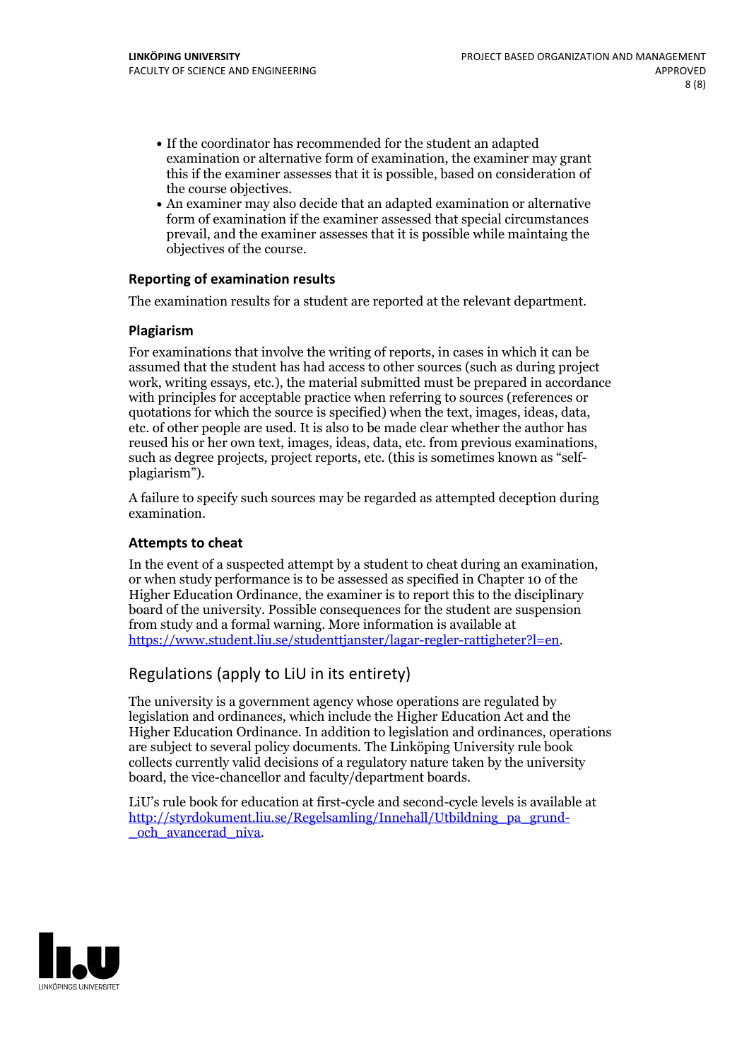- If the coordinator has recommended for the student an adapted examination or alternative form of examination, the examiner may grant this if the examiner assesses that it is possible, based on consideration of the course objectives.
- An examiner may also decide that an adapted examination or alternative form of examination if the examiner assessed that special circumstances prevail, and the examiner assesses that it is possible while maintaing the objectives of the course.

### Reporting of examination results

The examination results for a student are reported at the relevant department.

### Plagiarism

For examinations that involve the writing of reports, in cases in which it can be assumed that the student has had access to other sources (such as during project work, writing essays, etc.), the material submitted must be prepared in accordance with principles for acceptable practice when referring to sources (references or quotations for which the source is specified) when the text, images, ideas, data, etc. of other people are used. It is also to be made clear whether the author has reused his or her own text, images, ideas, data, etc. from previous examinations, such as degree projects, project reports, etc. (this is sometimes known as "self-plagiarism").

A failure to specify such sources may be regarded as attempted deception during examination.

### Attempts to cheat

In the event of a suspected attempt by a student to cheat during an examination, or when study performance is to be assessed as specified in Chapter 10 of the Higher Education Ordinance, the examiner is to report this to the disciplinary board of the university. Possible consequences for the student are suspension from study and a formal warning. More information is available at [https://www.student.liu.se/studenttjanster/lagar-regler-rattigheter?l=en](https://www.student.liu.se/studenttjanster/lagar-regler-rattigheter?l=en).

## Regulations (apply to LiU in its entirety)

The university is a government agency whose operations are regulated by legislation and ordinances, which include the Higher Education Act and the Higher Education Ordinance. In addition to legislation and ordinances, operations are subject to several policy documents. The Linköping University rule book collects currently valid decisions of a regulatory nature taken by the university board, the vice-chancellor and faculty/department boards.

LiU's rule book for education at first-cycle and second-cycle levels is available at [http://styrdokument.liu.se/Regelsamling/Innehall/Utbildning_pa_grund-_och_avancerad_niva](http://styrdokument.liu.se/Regelsamling/Innehall/Utbildning_pa_grund-_och_avancerad_niva).